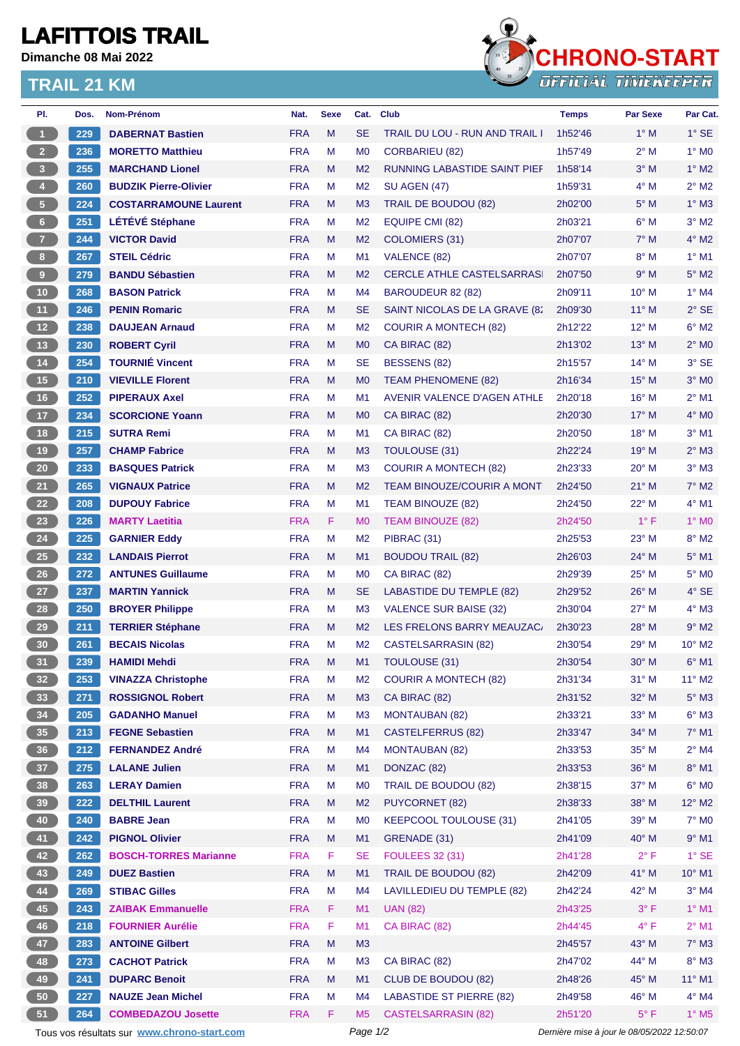# LAFITTOIS TRAIL

**Dimanche 08 Mai 2022**

## TRAIL 21 KM

| Pl. | Dos. | Nom-Prénom | Nat. | Sexe | Cat. | Club | Temps | Par Sexe | Par Cat. |
|---|---|---|---|---|---|---|---|---|---|
| 1 | 229 | DABERNAT Bastien | FRA | M | SE | TRAIL DU LOU - RUN AND TRAIL I | 1h52'46 | 1° M | 1° SE |
| 2 | 236 | MORETTO Matthieu | FRA | M | M0 | CORBARIEU (82) | 1h57'49 | 2° M | 1° M0 |
| 3 | 255 | MARCHAND Lionel | FRA | M | M2 | RUNNING LABASTIDE SAINT PIEF | 1h58'14 | 3° M | 1° M2 |
| 4 | 260 | BUDZIK Pierre-Olivier | FRA | M | M2 | SU AGEN (47) | 1h59'31 | 4° M | 2° M2 |
| 5 | 224 | COSTARRAMOUNE Laurent | FRA | M | M3 | TRAIL DE BOUDOU (82) | 2h02'00 | 5° M | 1° M3 |
| 6 | 251 | LÉTÉVÉ Stéphane | FRA | M | M2 | EQUIPE CMI (82) | 2h03'21 | 6° M | 3° M2 |
| 7 | 244 | VICTOR David | FRA | M | M2 | COLOMIERS (31) | 2h07'07 | 7° M | 4° M2 |
| 8 | 267 | STEIL Cédric | FRA | M | M1 | VALENCE (82) | 2h07'07 | 8° M | 1° M1 |
| 9 | 279 | BANDU Sébastien | FRA | M | M2 | CERCLE ATHLE CASTELSARRASI | 2h07'50 | 9° M | 5° M2 |
| 10 | 268 | BASON Patrick | FRA | M | M4 | BAROUDEUR 82 (82) | 2h09'11 | 10° M | 1° M4 |
| 11 | 246 | PENIN Romaric | FRA | M | SE | SAINT NICOLAS DE LA GRAVE (8; | 2h09'30 | 11° M | 2° SE |
| 12 | 238 | DAUJEAN Arnaud | FRA | M | M2 | COURIR A MONTECH (82) | 2h12'22 | 12° M | 6° M2 |
| 13 | 230 | ROBERT Cyril | FRA | M | M0 | CA BIRAC (82) | 2h13'02 | 13° M | 2° M0 |
| 14 | 254 | TOURNIÉ Vincent | FRA | M | SE | BESSENS (82) | 2h15'57 | 14° M | 3° SE |
| 15 | 210 | VIEVILLE Florent | FRA | M | M0 | TEAM PHENOMENE (82) | 2h16'34 | 15° M | 3° M0 |
| 16 | 252 | PIPERAUX Axel | FRA | M | M1 | AVENIR VALENCE D'AGEN ATHLE | 2h20'18 | 16° M | 2° M1 |
| 17 | 234 | SCORCIONE Yoann | FRA | M | M0 | CA BIRAC (82) | 2h20'30 | 17° M | 4° M0 |
| 18 | 215 | SUTRA Remi | FRA | M | M1 | CA BIRAC (82) | 2h20'50 | 18° M | 3° M1 |
| 19 | 257 | CHAMP Fabrice | FRA | M | M3 | TOULOUSE (31) | 2h22'24 | 19° M | 2° M3 |
| 20 | 233 | BASQUES Patrick | FRA | M | M3 | COURIR A MONTECH (82) | 2h23'33 | 20° M | 3° M3 |
| 21 | 265 | VIGNAUX Patrice | FRA | M | M2 | TEAM BINOUZE/COURIR A MONT | 2h24'50 | 21° M | 7° M2 |
| 22 | 208 | DUPOUY Fabrice | FRA | M | M1 | TEAM BINOUZE (82) | 2h24'50 | 22° M | 4° M1 |
| 23 | 226 | MARTY Laetitia | FRA | F | M0 | TEAM BINOUZE (82) | 2h24'50 | 1° F | 1° M0 |
| 24 | 225 | GARNIER Eddy | FRA | M | M2 | PIBRAC (31) | 2h25'53 | 23° M | 8° M2 |
| 25 | 232 | LANDAIS Pierrot | FRA | M | M1 | BOUDOU TRAIL (82) | 2h26'03 | 24° M | 5° M1 |
| 26 | 272 | ANTUNES Guillaume | FRA | M | M0 | CA BIRAC (82) | 2h29'39 | 25° M | 5° M0 |
| 27 | 237 | MARTIN Yannick | FRA | M | SE | LABASTIDE DU TEMPLE (82) | 2h29'52 | 26° M | 4° SE |
| 28 | 250 | BROYER Philippe | FRA | M | M3 | VALENCE SUR BAISE (32) | 2h30'04 | 27° M | 4° M3 |
| 29 | 211 | TERRIER Stéphane | FRA | M | M2 | LES FRELONS BARRY MEAUZAC | 2h30'23 | 28° M | 9° M2 |
| 30 | 261 | BECAIS Nicolas | FRA | M | M2 | CASTELSARRASIN (82) | 2h30'54 | 29° M | 10° M2 |
| 31 | 239 | HAMIDI Mehdi | FRA | M | M1 | TOULOUSE (31) | 2h30'54 | 30° M | 6° M1 |
| 32 | 253 | VINAZZA Christophe | FRA | M | M2 | COURIR A MONTECH (82) | 2h31'34 | 31° M | 11° M2 |
| 33 | 271 | ROSSIGNOL Robert | FRA | M | M3 | CA BIRAC (82) | 2h31'52 | 32° M | 5° M3 |
| 34 | 205 | GADANHO Manuel | FRA | M | M3 | MONTAUBAN (82) | 2h33'21 | 33° M | 6° M3 |
| 35 | 213 | FEGNE Sebastien | FRA | M | M1 | CASTELFERRUS (82) | 2h33'47 | 34° M | 7° M1 |
| 36 | 212 | FERNANDEZ André | FRA | M | M4 | MONTAUBAN (82) | 2h33'53 | 35° M | 2° M4 |
| 37 | 275 | LALANE Julien | FRA | M | M1 | DONZAC (82) | 2h33'53 | 36° M | 8° M1 |
| 38 | 263 | LERAY Damien | FRA | M | M0 | TRAIL DE BOUDOU (82) | 2h38'15 | 37° M | 6° M0 |
| 39 | 222 | DELTHIL Laurent | FRA | M | M2 | PUYCORNET (82) | 2h38'33 | 38° M | 12° M2 |
| 40 | 240 | BABRE Jean | FRA | M | M0 | KEEPCOOL TOULOUSE (31) | 2h41'05 | 39° M | 7° M0 |
| 41 | 242 | PIGNOL Olivier | FRA | M | M1 | GRENADE (31) | 2h41'09 | 40° M | 9° M1 |
| 42 | 262 | BOSCH-TORRES Marianne | FRA | F | SE | FOULEES 32 (31) | 2h41'28 | 2° F | 1° SE |
| 43 | 249 | DUEZ Bastien | FRA | M | M1 | TRAIL DE BOUDOU (82) | 2h42'09 | 41° M | 10° M1 |
| 44 | 269 | STIBAC Gilles | FRA | M | M4 | LAVILLEDIEU DU TEMPLE (82) | 2h42'24 | 42° M | 3° M4 |
| 45 | 243 | ZAIBAK Emmanuelle | FRA | F | M1 | UAN (82) | 2h43'25 | 3° F | 1° M1 |
| 46 | 218 | FOURNIER Aurélie | FRA | F | M1 | CA BIRAC (82) | 2h44'45 | 4° F | 2° M1 |
| 47 | 283 | ANTOINE Gilbert | FRA | M | M3 | | 2h45'57 | 43° M | 7° M3 |
| 48 | 273 | CACHOT Patrick | FRA | M | M3 | CA BIRAC (82) | 2h47'02 | 44° M | 8° M3 |
| 49 | 241 | DUPARC Benoit | FRA | M | M1 | CLUB DE BOUDOU (82) | 2h48'26 | 45° M | 11° M1 |
| 50 | 227 | NAUZE Jean Michel | FRA | M | M4 | LABASTIDE ST PIERRE (82) | 2h49'58 | 46° M | 4° M4 |
| 51 | 264 | COMBEDAZOU Josette | FRA | F | M5 | CASTELSARRASIN (82) | 2h51'20 | 5° F | 1° M5 |

Tous vos résultats sur www.chrono-start.com

Dernière mise à jour le 08/05/2022 12:50:07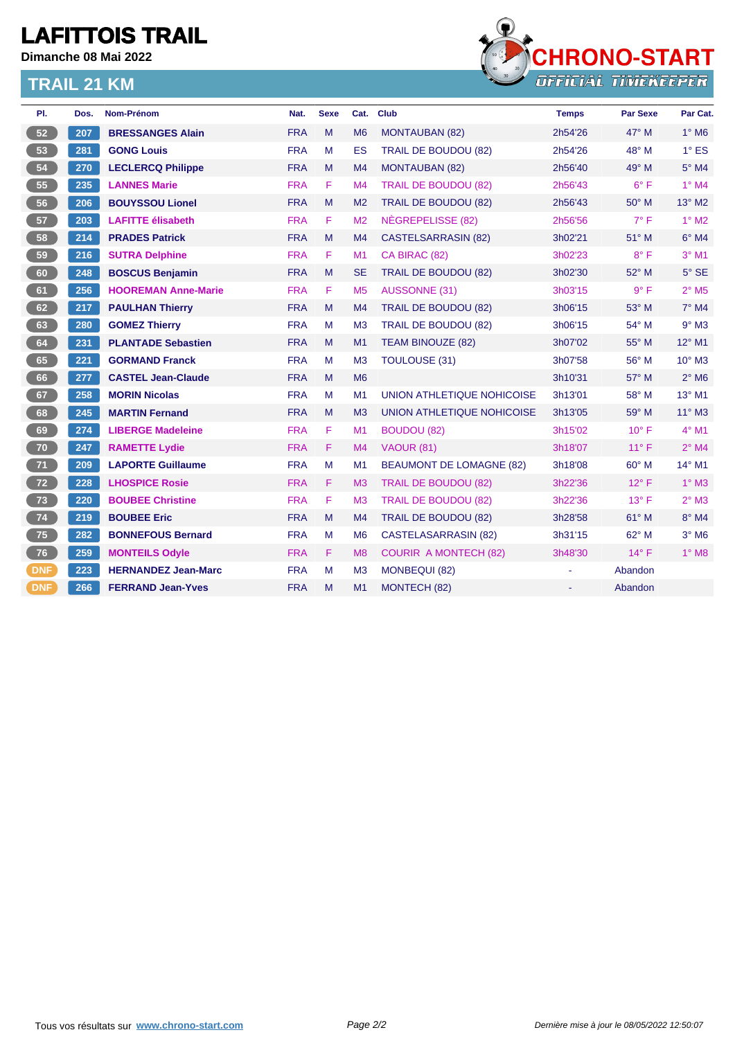# LAFITTOIS TRAIL

**Dimanche 08 Mai 2022**

## TRAIL 21 KM

CHRONO-START
OFFICIAL TIMEKEEPER

| Pl. | Dos. | Nom-Prénom | Nat. | Sexe | Cat. | Club | Temps | Par Sexe | Par Cat. |
|---|---|---|---|---|---|---|---|---|---|
| 52 | 207 | **BRESSANGES Alain** | FRA | M | M6 | MONTAUBAN (82) | 2h54'26 | 47° M | 1° M6 |
| 53 | 281 | **GONG Louis** | FRA | M | ES | TRAIL DE BOUDOU (82) | 2h54'26 | 48° M | 1° ES |
| 54 | 270 | **LECLERCQ Philippe** | FRA | M | M4 | MONTAUBAN (82) | 2h56'40 | 49° M | 5° M4 |
| 55 | 235 | **LANNES Marie** | FRA | F | M4 | TRAIL DE BOUDOU (82) | 2h56'43 | 6° F | 1° M4 |
| 56 | 206 | **BOUYSSOU Lionel** | FRA | M | M2 | TRAIL DE BOUDOU (82) | 2h56'43 | 50° M | 13° M2 |
| 57 | 203 | **LAFITTE élisabeth** | FRA | F | M2 | NÈGREPELISSE (82) | 2h56'56 | 7° F | 1° M2 |
| 58 | 214 | **PRADES Patrick** | FRA | M | M4 | CASTELSARRASIN (82) | 3h02'21 | 51° M | 6° M4 |
| 59 | 216 | **SUTRA Delphine** | FRA | F | M1 | CA BIRAC (82) | 3h02'23 | 8° F | 3° M1 |
| 60 | 248 | **BOSCUS Benjamin** | FRA | M | SE | TRAIL DE BOUDOU (82) | 3h02'30 | 52° M | 5° SE |
| 61 | 256 | **HOOREMAN Anne-Marie** | FRA | F | M5 | AUSSONNE (31) | 3h03'15 | 9° F | 2° M5 |
| 62 | 217 | **PAULHAN Thierry** | FRA | M | M4 | TRAIL DE BOUDOU (82) | 3h06'15 | 53° M | 7° M4 |
| 63 | 280 | **GOMEZ Thierry** | FRA | M | M3 | TRAIL DE BOUDOU (82) | 3h06'15 | 54° M | 9° M3 |
| 64 | 231 | **PLANTADE Sebastien** | FRA | M | M1 | TEAM BINOUZE (82) | 3h07'02 | 55° M | 12° M1 |
| 65 | 221 | **GORMAND Franck** | FRA | M | M3 | TOULOUSE (31) | 3h07'58 | 56° M | 10° M3 |
| 66 | 277 | **CASTEL Jean-Claude** | FRA | M | M6 | | 3h10'31 | 57° M | 2° M6 |
| 67 | 258 | **MORIN Nicolas** | FRA | M | M1 | UNION ATHLETIQUE NOHICOISE | 3h13'01 | 58° M | 13° M1 |
| 68 | 245 | **MARTIN Fernand** | FRA | M | M3 | UNION ATHLETIQUE NOHICOISE | 3h13'05 | 59° M | 11° M3 |
| 69 | 274 | **LIBERGE Madeleine** | FRA | F | M1 | BOUDOU (82) | 3h15'02 | 10° F | 4° M1 |
| 70 | 247 | **RAMETTE Lydie** | FRA | F | M4 | VAOUR (81) | 3h18'07 | 11° F | 2° M4 |
| 71 | 209 | **LAPORTE Guillaume** | FRA | M | M1 | BEAUMONT DE LOMAGNE (82) | 3h18'08 | 60° M | 14° M1 |
| 72 | 228 | **LHOSPICE Rosie** | FRA | F | M3 | TRAIL DE BOUDOU (82) | 3h22'36 | 12° F | 1° M3 |
| 73 | 220 | **BOUBEE Christine** | FRA | F | M3 | TRAIL DE BOUDOU (82) | 3h22'36 | 13° F | 2° M3 |
| 74 | 219 | **BOUBEE Eric** | FRA | M | M4 | TRAIL DE BOUDOU (82) | 3h28'58 | 61° M | 8° M4 |
| 75 | 282 | **BONNEFOUS Bernard** | FRA | M | M6 | CASTELASARRASIN (82) | 3h31'15 | 62° M | 3° M6 |
| 76 | 259 | **MONTEILS Odyle** | FRA | F | M8 | COURIR A MONTECH (82) | 3h48'30 | 14° F | 1° M8 |
| DNF | 223 | **HERNANDEZ Jean-Marc** | FRA | M | M3 | MONBEQUI (82) | - | Abandon | |
| DNF | 266 | **FERRAND Jean-Yves** | FRA | M | M1 | MONTECH (82) | - | Abandon | |

Tous vos résultats sur www.chrono-start.com

*Dernière mise à jour le 08/05/2022 12:50:07*